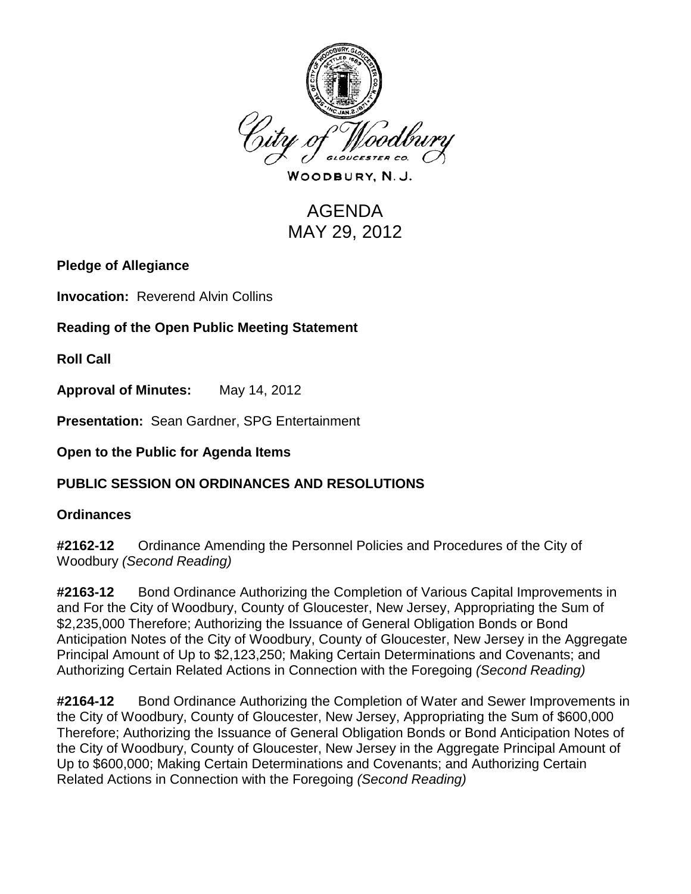WOODBURY, N. J.

# AGENDA
# MAY 29, 2012

**Pledge of Allegiance**

**Invocation:** Reverend Alvin Collins

**Reading of the Open Public Meeting Statement**

**Roll Call**

**Approval of Minutes:** May 14, 2012

**Presentation:** Sean Gardner, SPG Entertainment

**Open to the Public for Agenda Items**

## PUBLIC SESSION ON ORDINANCES AND RESOLUTIONS

### Ordinances

**#2162-12** Ordinance Amending the Personnel Policies and Procedures of the City of Woodbury *(Second Reading)*

**#2163-12** Bond Ordinance Authorizing the Completion of Various Capital Improvements in and For the City of Woodbury, County of Gloucester, New Jersey, Appropriating the Sum of $2,235,000 Therefore; Authorizing the Issuance of General Obligation Bonds or Bond Anticipation Notes of the City of Woodbury, County of Gloucester, New Jersey in the Aggregate Principal Amount of Up to $2,123,250; Making Certain Determinations and Covenants; and Authorizing Certain Related Actions in Connection with the Foregoing *(Second Reading)*

**#2164-12** Bond Ordinance Authorizing the Completion of Water and Sewer Improvements in the City of Woodbury, County of Gloucester, New Jersey, Appropriating the Sum of $600,000 Therefore; Authorizing the Issuance of General Obligation Bonds or Bond Anticipation Notes of the City of Woodbury, County of Gloucester, New Jersey in the Aggregate Principal Amount of Up to $600,000; Making Certain Determinations and Covenants; and Authorizing Certain Related Actions in Connection with the Foregoing *(Second Reading)*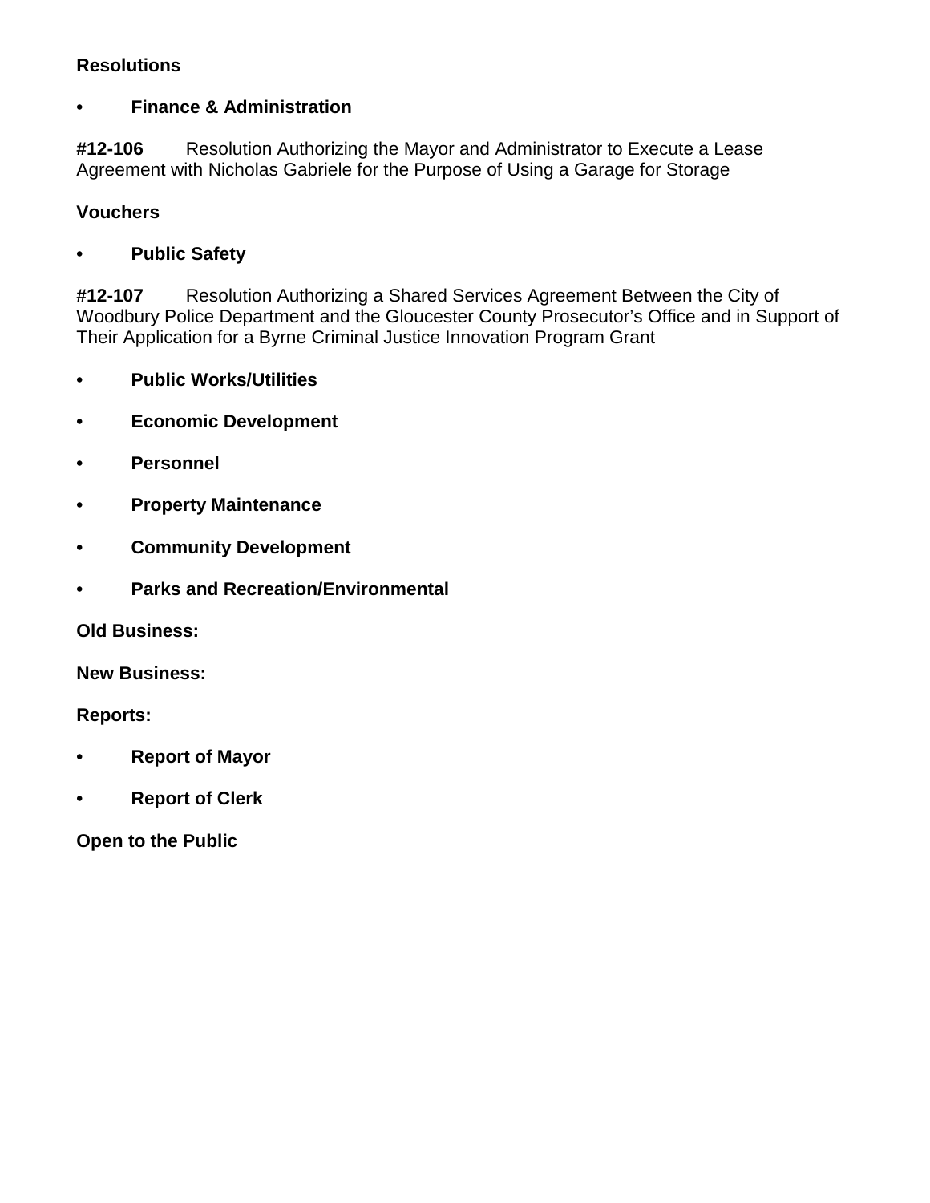**Resolutions**

- **Finance & Administration**

**#12-106** Resolution Authorizing the Mayor and Administrator to Execute a Lease Agreement with Nicholas Gabriele for the Purpose of Using a Garage for Storage

**Vouchers**

- **Public Safety**

**#12-107** Resolution Authorizing a Shared Services Agreement Between the City of Woodbury Police Department and the Gloucester County Prosecutor's Office and in Support of Their Application for a Byrne Criminal Justice Innovation Program Grant

- **Public Works/Utilities**
- **Economic Development**
- **Personnel**
- **Property Maintenance**
- **Community Development**
- **Parks and Recreation/Environmental**

**Old Business:**

**New Business:**

**Reports:**

- **Report of Mayor**
- **Report of Clerk**

**Open to the Public**